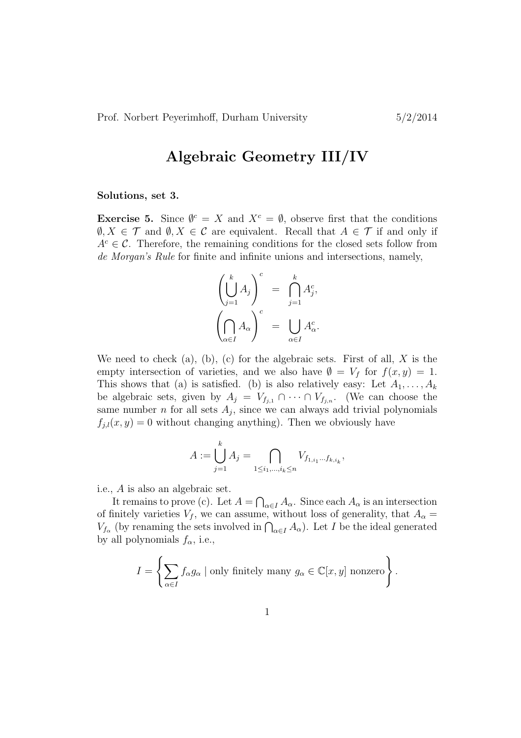Prof. Norbert Peyerimhoff, Durham University 5/2/2014

# Algebraic Geometry III/IV

**Solutions, set 3.**

**Exercise 5.** Since $\emptyset^c = X$ and $X^c = \emptyset$, observe first that the conditions $\emptyset, X \in \mathcal{T}$ and $\emptyset, X \in \mathcal{C}$ are equivalent. Recall that $A \in \mathcal{T}$ if and only if $A^c \in \mathcal{C}$. Therefore, the remaining conditions for the closed sets follow from *de Morgan's Rule* for finite and infinite unions and intersections, namely,

$$\left( \bigcup_{j=1}^{k} A_j \right)^c = \bigcap_{j=1}^{k} A_j^c,$$

$$\left( \bigcap_{\alpha \in I} A_\alpha \right)^c = \bigcup_{\alpha \in I} A_\alpha^c.$$

We need to check (a), (b), (c) for the algebraic sets. First of all, $X$ is the empty intersection of varieties, and we also have $\emptyset = V_f$ for $f(x,y) = 1$. This shows that (a) is satisfied. (b) is also relatively easy: Let $A_1, \dots, A_k$ be algebraic sets, given by $A_j = V_{f_{j,1}} \cap \dots \cap V_{f_{j,n}}$. (We can choose the same number $n$ for all sets $A_j$, since we can always add trivial polynomials $f_{j,l}(x,y) = 0$ without changing anything). Then we obviously have

$$A := \bigcup_{j=1}^{k} A_j = \bigcap_{1 \le i_1, \dots, i_k \le n} V_{f_{1,i_1} \cdots f_{k,i_k}},$$

i.e., $A$ is also an algebraic set.

It remains to prove (c). Let $A = \bigcap_{\alpha \in I} A_\alpha$. Since each $A_\alpha$ is an intersection of finitely varieties $V_f$, we can assume, without loss of generality, that $A_\alpha = V_{f_\alpha}$ (by renaming the sets involved in $\bigcap_{\alpha \in I} A_\alpha$). Let $I$ be the ideal generated by all polynomials $f_\alpha$, i.e.,

$$I = \left\{ \sum_{\alpha \in I} f_\alpha g_\alpha \mid \text{only finitely many } g_\alpha \in \mathbb{C}[x,y] \text{ nonzero} \right\}.$$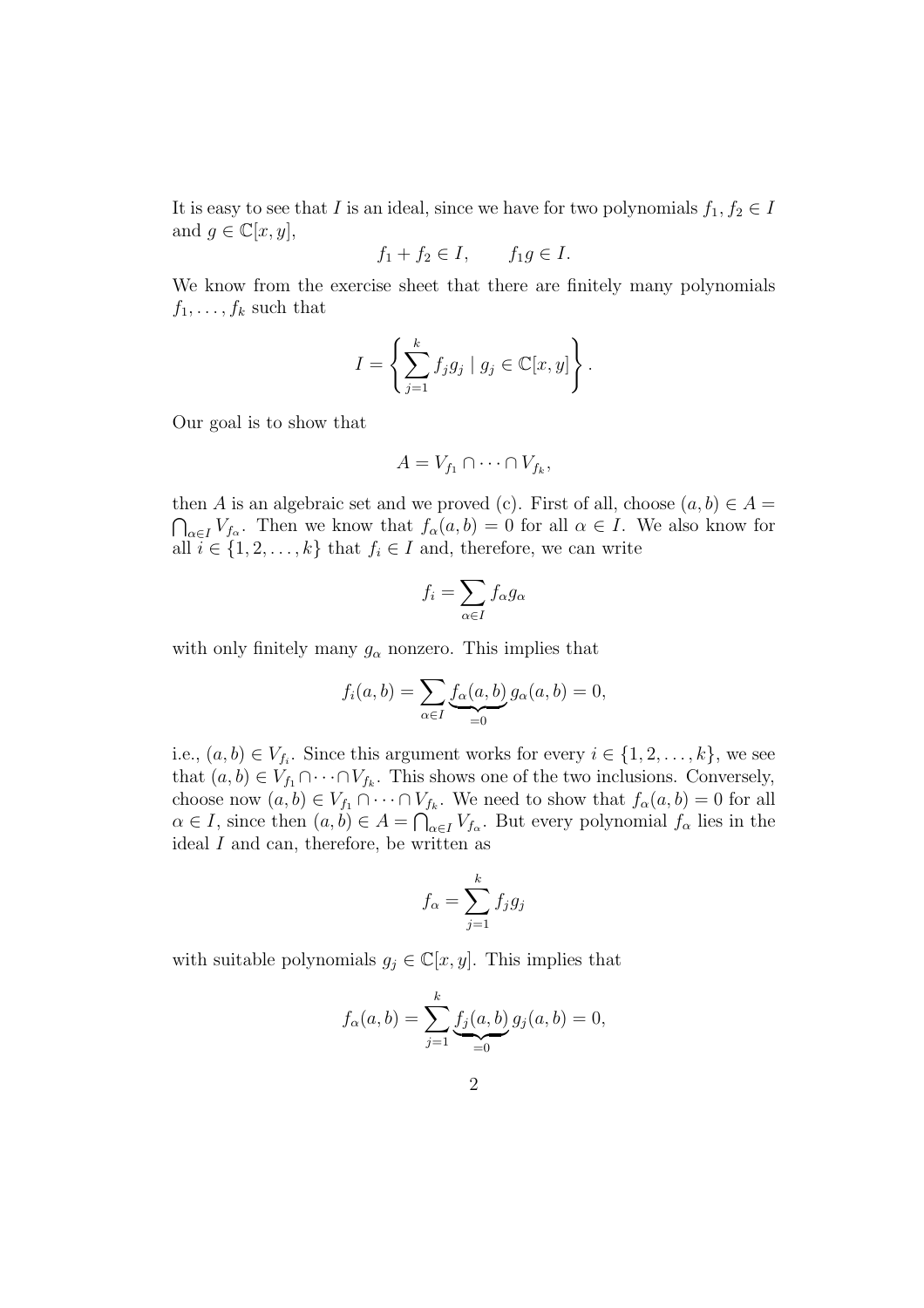It is easy to see that $I$ is an ideal, since we have for two polynomials $f_1, f_2 \in I$ and $g \in \mathbb{C}[x, y]$,

$$f_1 + f_2 \in I, \qquad f_1 g \in I.$$

We know from the exercise sheet that there are finitely many polynomials $f_1, \dots, f_k$ such that

$$I = \left\{ \sum_{j=1}^{k} f_j g_j \mid g_j \in \mathbb{C}[x, y] \right\}.$$

Our goal is to show that

$$A = V_{f_1} \cap \cdots \cap V_{f_k},$$

then $A$ is an algebraic set and we proved (c). First of all, choose $(a, b) \in A = \bigcap_{\alpha \in I} V_{f_\alpha}$. Then we know that $f_\alpha(a, b) = 0$ for all $\alpha \in I$. We also know for all $i \in \{1, 2, \dots, k\}$ that $f_i \in I$ and, therefore, we can write

$$f_i = \sum_{\alpha \in I} f_\alpha g_\alpha$$

with only finitely many $g_\alpha$ nonzero. This implies that

$$f_i(a, b) = \sum_{\alpha \in I} \underbrace{f_\alpha(a, b)}_{=0} g_\alpha(a, b) = 0,$$

i.e., $(a, b) \in V_{f_i}$. Since this argument works for every $i \in \{1, 2, \dots, k\}$, we see that $(a, b) \in V_{f_1} \cap \cdots \cap V_{f_k}$. This shows one of the two inclusions. Conversely, choose now $(a, b) \in V_{f_1} \cap \cdots \cap V_{f_k}$. We need to show that $f_\alpha(a, b) = 0$ for all $\alpha \in I$, since then $(a, b) \in A = \bigcap_{\alpha \in I} V_{f_\alpha}$. But every polynomial $f_\alpha$ lies in the ideal $I$ and can, therefore, be written as

$$f_\alpha = \sum_{j=1}^{k} f_j g_j$$

with suitable polynomials $g_j \in \mathbb{C}[x, y]$. This implies that

$$f_\alpha(a, b) = \sum_{j=1}^{k} \underbrace{f_j(a, b)}_{=0} g_j(a, b) = 0,$$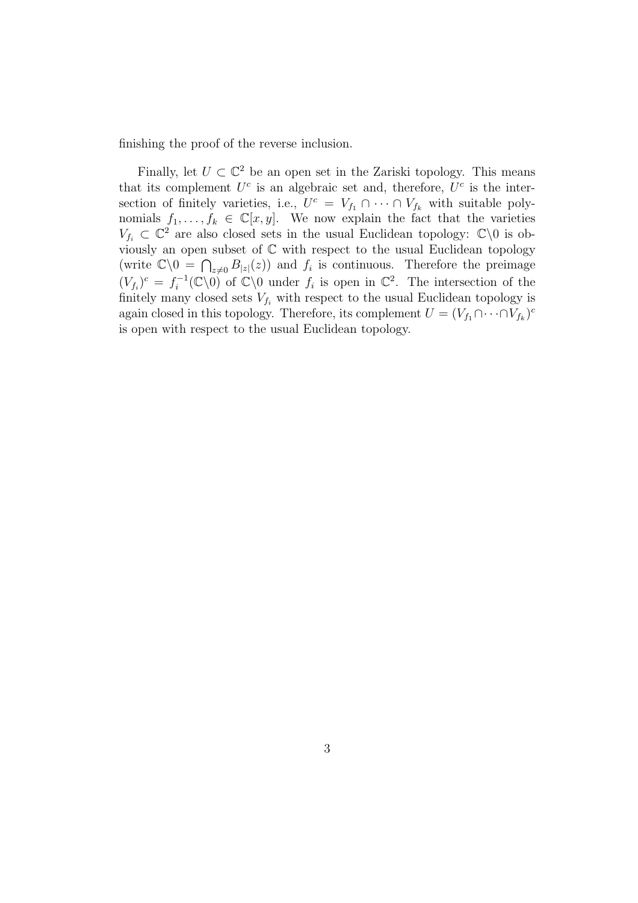finishing the proof of the reverse inclusion.

Finally, let $U \subset \mathbb{C}^2$ be an open set in the Zariski topology. This means that its complement $U^c$ is an algebraic set and, therefore, $U^c$ is the intersection of finitely varieties, i.e., $U^c = V_{f_1} \cap \cdots \cap V_{f_k}$ with suitable polynomials $f_1, \ldots, f_k \in \mathbb{C}[x, y]$. We now explain the fact that the varieties $V_{f_i} \subset \mathbb{C}^2$ are also closed sets in the usual Euclidean topology: $\mathbb{C} \backslash 0$ is obviously an open subset of $\mathbb{C}$ with respect to the usual Euclidean topology (write $\mathbb{C} \backslash 0 = \bigcap_{z \neq 0} B_{|z|}(z)$) and $f_i$ is continuous. Therefore the preimage $(V_{f_i})^c = f_i^{-1}(\mathbb{C} \backslash 0)$ of $\mathbb{C} \backslash 0$ under $f_i$ is open in $\mathbb{C}^2$. The intersection of the finitely many closed sets $V_{f_i}$ with respect to the usual Euclidean topology is again closed in this topology. Therefore, its complement $U = (V_{f_1} \cap \cdots \cap V_{f_k})^c$ is open with respect to the usual Euclidean topology.